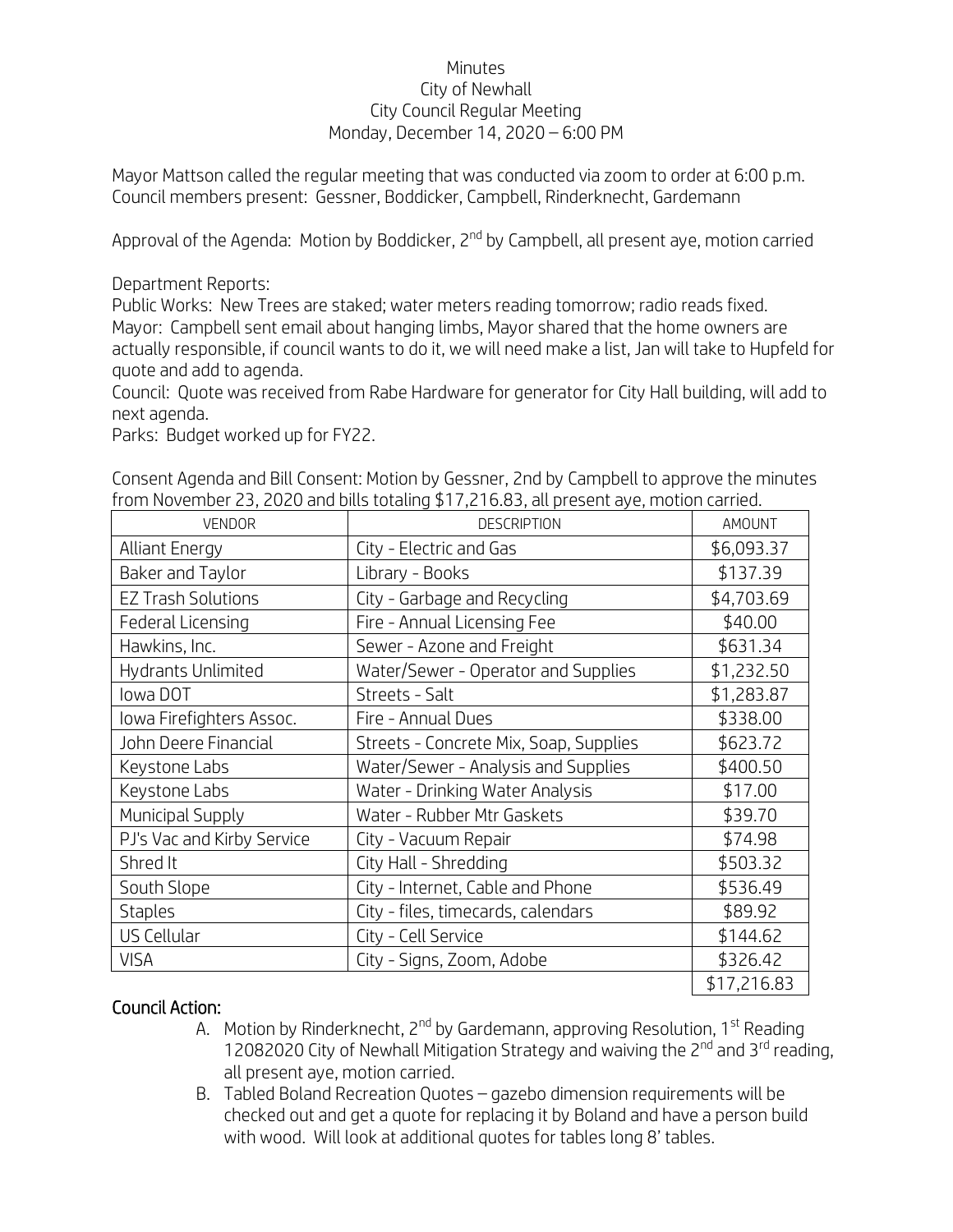Minutes  
City of Newhall  
City Council Regular Meeting  
Monday, December 14, 2020 – 6:00 PM

Mayor Mattson called the regular meeting that was conducted via zoom to order at 6:00 p.m. Council members present: Gessner, Boddicker, Campbell, Rinderknecht, Gardemann

Approval of the Agenda: Motion by Boddicker, 2nd by Campbell, all present aye, motion carried

Department Reports:  
Public Works: New Trees are staked; water meters reading tomorrow; radio reads fixed.  
Mayor: Campbell sent email about hanging limbs, Mayor shared that the home owners are actually responsible, if council wants to do it, we will need make a list, Jan will take to Hupfeld for quote and add to agenda.  
Council: Quote was received from Rabe Hardware for generator for City Hall building, will add to next agenda.  
Parks: Budget worked up for FY22.

Consent Agenda and Bill Consent: Motion by Gessner, 2nd by Campbell to approve the minutes from November 23, 2020 and bills totaling $17,216.83, all present aye, motion carried.

| VENDOR | DESCRIPTION | AMOUNT |
|---|---|---|
| Alliant Energy | City - Electric and Gas | $6,093.37 |
| Baker and Taylor | Library - Books | $137.39 |
| EZ Trash Solutions | City - Garbage and Recycling | $4,703.69 |
| Federal Licensing | Fire - Annual Licensing Fee | $40.00 |
| Hawkins, Inc. | Sewer - Azone and Freight | $631.34 |
| Hydrants Unlimited | Water/Sewer - Operator and Supplies | $1,232.50 |
| Iowa DOT | Streets - Salt | $1,283.87 |
| Iowa Firefighters Assoc. | Fire - Annual Dues | $338.00 |
| John Deere Financial | Streets - Concrete Mix, Soap, Supplies | $623.72 |
| Keystone Labs | Water/Sewer - Analysis and Supplies | $400.50 |
| Keystone Labs | Water - Drinking Water Analysis | $17.00 |
| Municipal Supply | Water - Rubber Mtr Gaskets | $39.70 |
| PJ's Vac and Kirby Service | City - Vacuum Repair | $74.98 |
| Shred It | City Hall - Shredding | $503.32 |
| South Slope | City - Internet, Cable and Phone | $536.49 |
| Staples | City - files, timecards, calendars | $89.92 |
| US Cellular | City - Cell Service | $144.62 |
| VISA | City - Signs, Zoom, Adobe | $326.42 |
| | | $17,216.83 |

**Council Action:**

A. Motion by Rinderknecht, 2nd by Gardemann, approving Resolution, 1st Reading 12082020 City of Newhall Mitigation Strategy and waiving the 2nd and 3rd reading, all present aye, motion carried.

B. Tabled Boland Recreation Quotes – gazebo dimension requirements will be checked out and get a quote for replacing it by Boland and have a person build with wood. Will look at additional quotes for tables long 8' tables.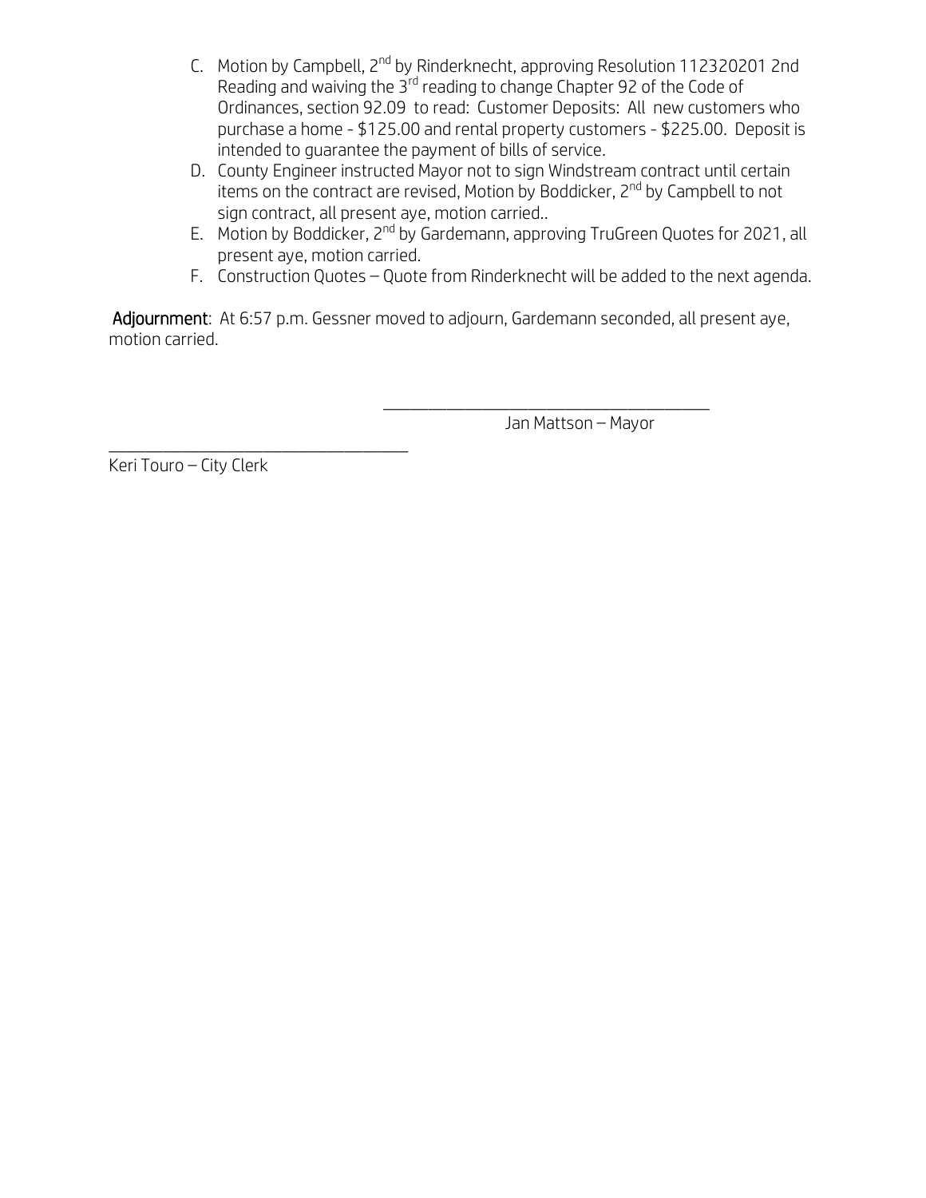C. Motion by Campbell, 2nd by Rinderknecht, approving Resolution 112320201 2nd Reading and waiving the 3rd reading to change Chapter 92 of the Code of Ordinances, section 92.09 to read: Customer Deposits: All new customers who purchase a home - $125.00 and rental property customers - $225.00. Deposit is intended to guarantee the payment of bills of service.

D. County Engineer instructed Mayor not to sign Windstream contract until certain items on the contract are revised, Motion by Boddicker, 2nd by Campbell to not sign contract, all present aye, motion carried..

E. Motion by Boddicker, 2nd by Gardemann, approving TruGreen Quotes for 2021, all present aye, motion carried.

F. Construction Quotes – Quote from Rinderknecht will be added to the next agenda.

**Adjournment**: At 6:57 p.m. Gessner moved to adjourn, Gardemann seconded, all present aye, motion carried.

\_\_\_\_\_\_\_\_\_\_\_\_\_\_\_\_\_\_\_\_\_\_\_\_\_\_\_\_\_\_\_\_\_\_\_\_\_\_\_\_

Jan Mattson – Mayor

\_\_\_\_\_\_\_\_\_\_\_\_\_\_\_\_\_\_\_\_\_\_\_\_\_\_\_\_\_\_\_\_\_\_\_\_\_\_

Keri Touro – City Clerk